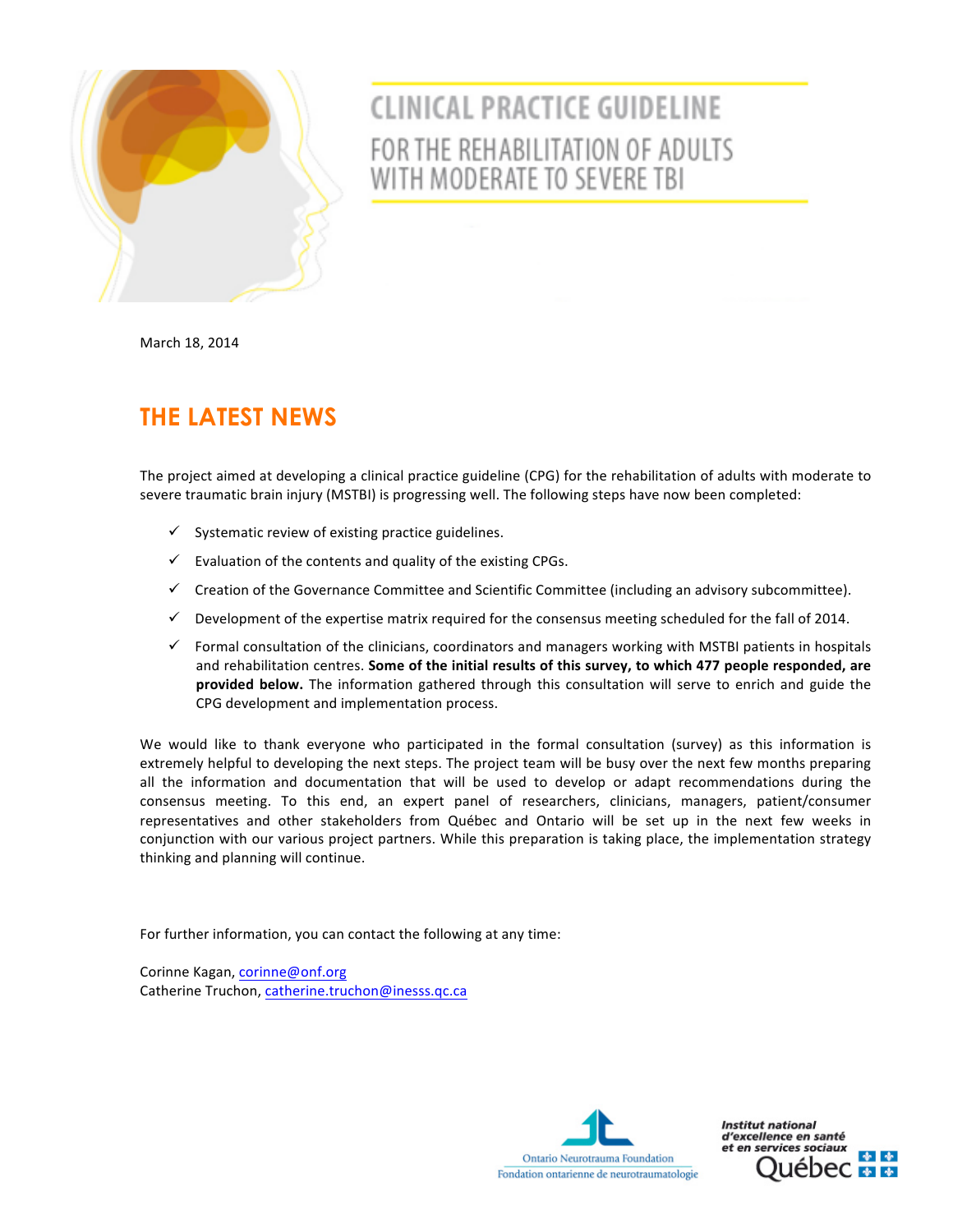# CLINICAL PRACTICE GUIDELINE

## FOR THE REHABILITATION OF ADULTS WITH MODERATE TO SEVERE TBI

March 18, 2014

## THE LATEST NEWS

The project aimed at developing a clinical practice guideline (CPG) for the rehabilitation of adults with moderate to severe traumatic brain injury (MSTBI) is progressing well. The following steps have now been completed:

- ✓ Systematic review of existing practice guidelines.
- ✓ Evaluation of the contents and quality of the existing CPGs.
- ✓ Creation of the Governance Committee and Scientific Committee (including an advisory subcommittee).
- ✓ Development of the expertise matrix required for the consensus meeting scheduled for the fall of 2014.
- ✓ Formal consultation of the clinicians, coordinators and managers working with MSTBI patients in hospitals and rehabilitation centres. **Some of the initial results of this survey, to which 477 people responded, are provided below.** The information gathered through this consultation will serve to enrich and guide the CPG development and implementation process.

We would like to thank everyone who participated in the formal consultation (survey) as this information is extremely helpful to developing the next steps. The project team will be busy over the next few months preparing all the information and documentation that will be used to develop or adapt recommendations during the consensus meeting. To this end, an expert panel of researchers, clinicians, managers, patient/consumer representatives and other stakeholders from Québec and Ontario will be set up in the next few weeks in conjunction with our various project partners. While this preparation is taking place, the implementation strategy thinking and planning will continue.

For further information, you can contact the following at any time:

Corinne Kagan, corinne@onf.org
Catherine Truchon, catherine.truchon@inesss.qc.ca

Ontario Neurotrauma Foundation
Fondation ontarienne de neurotraumatologie

Institut national d'excellence en santé et en services sociaux
Québec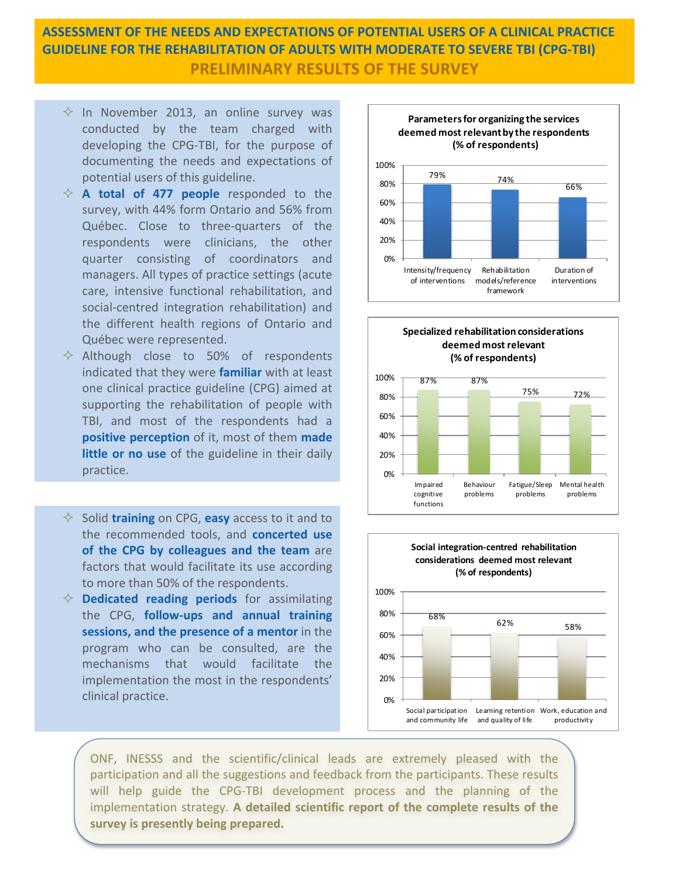# ASSESSMENT OF THE NEEDS AND EXPECTATIONS OF POTENTIAL USERS OF A CLINICAL PRACTICE GUIDELINE FOR THE REHABILITATION OF ADULTS WITH MODERATE TO SEVERE TBI (CPG-TBI)

## PRELIMINARY RESULTS OF THE SURVEY

- In November 2013, an online survey was conducted by the team charged with developing the CPG-TBI, for the purpose of documenting the needs and expectations of potential users of this guideline.
- **A total of 477 people** responded to the survey, with 44% form Ontario and 56% from Québec. Close to three-quarters of the respondents were clinicians, the other quarter consisting of coordinators and managers. All types of practice settings (acute care, intensive functional rehabilitation, and social-centred integration rehabilitation) and the different health regions of Ontario and Québec were represented.
- Although close to 50% of respondents indicated that they were **familiar** with at least one clinical practice guideline (CPG) aimed at supporting the rehabilitation of people with TBI, and most of the respondents had a **positive perception** of it, most of them **made little or no use** of the guideline in their daily practice.

- Solid **training** on CPG, **easy** access to it and to the recommended tools, and **concerted use of the CPG by colleagues and the team** are factors that would facilitate its use according to more than 50% of the respondents.
- **Dedicated reading periods** for assimilating the CPG, **follow-ups and annual training sessions, and the presence of a mentor** in the program who can be consulted, are the mechanisms that would facilitate the implementation the most in the respondents' clinical practice.

**Parameters for organizing the services deemed most relevant by the respondents (% of respondents)**

100%
80%
60%
40%
20%
0%

79%
74%
66%

Intensity/frequency of interventions
Rehabilitation models/reference framework
Duration of interventions

**Specialized rehabilitation considerations deemed most relevant (% of respondents)**

100%
80%
60%
40%
20%
0%

87%
87%
75%
72%

Impaired cognitive functions
Behaviour problems
Fatigue/Sleep problems
Mental health problems

**Social integration-centred rehabilitation considerations deemed most relevant (% of respondents)**

100%
80%
60%
40%
20%
0%

68%
62%
58%

Social participation and community life
Learning retention and quality of life
Work, education and productivity

ONF, INESSS and the scientific/clinical leads are extremely pleased with the participation and all the suggestions and feedback from the participants. These results will help guide the CPG-TBI development process and the planning of the implementation strategy. **A detailed scientific report of the complete results of the survey is presently being prepared.**